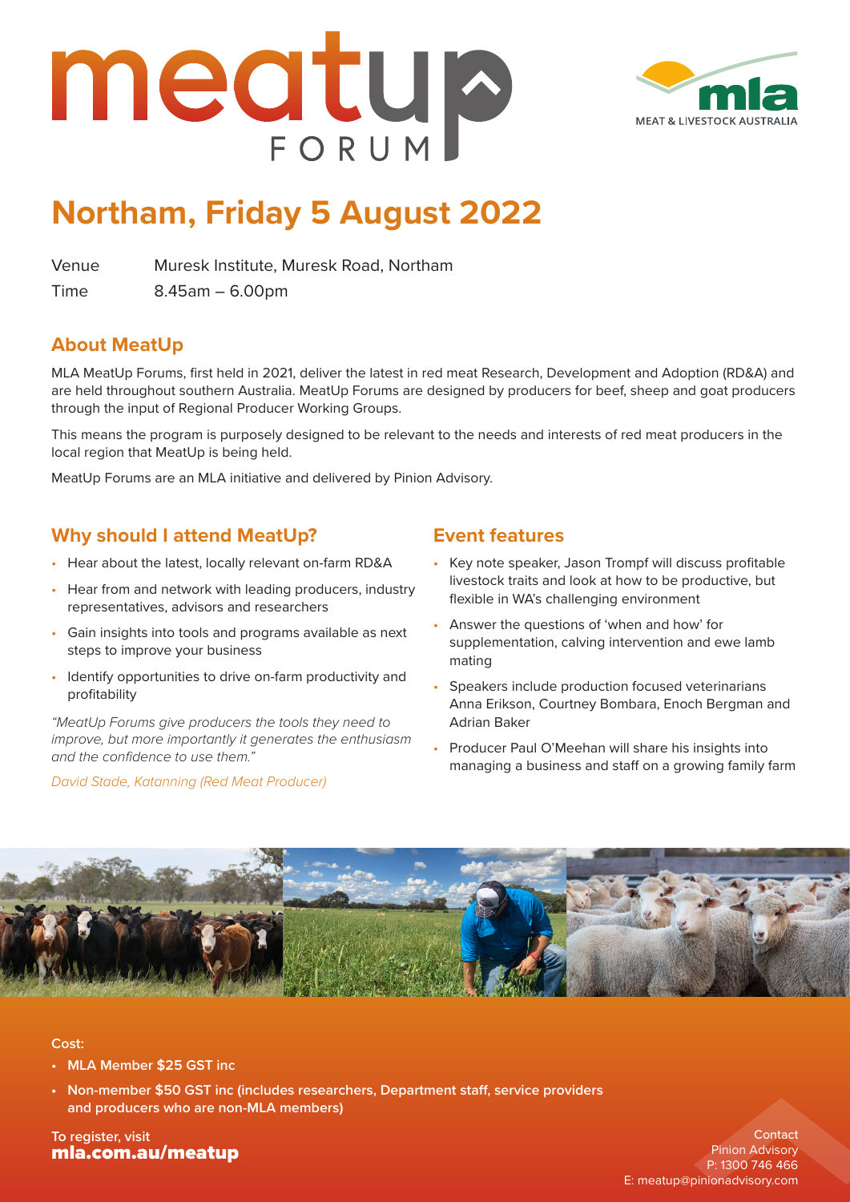# meatup FORUM

MEAT & LIVESTOCK AUSTRALIA

## Northam, Friday 5 August 2022

| Venue | Muresk Institute, Muresk Road, Northam |
| --- | --- |
| Time | 8.45am – 6.00pm |

### About MeatUp

MLA MeatUp Forums, first held in 2021, deliver the latest in red meat Research, Development and Adoption (RD&A) and are held throughout southern Australia. MeatUp Forums are designed by producers for beef, sheep and goat producers through the input of Regional Producer Working Groups.

This means the program is purposely designed to be relevant to the needs and interests of red meat producers in the local region that MeatUp is being held.

MeatUp Forums are an MLA initiative and delivered by Pinion Advisory.

### Why should I attend MeatUp?

- Hear about the latest, locally relevant on-farm RD&A
- Hear from and network with leading producers, industry representatives, advisors and researchers
- Gain insights into tools and programs available as next steps to improve your business
- Identify opportunities to drive on-farm productivity and profitability

*"MeatUp Forums give producers the tools they need to improve, but more importantly it generates the enthusiasm and the confidence to use them."*

*David Stade, Katanning (Red Meat Producer)*

### Event features

- Key note speaker, Jason Trompf will discuss profitable livestock traits and look at how to be productive, but flexible in WA's challenging environment
- Answer the questions of 'when and how' for supplementation, calving intervention and ewe lamb mating
- Speakers include production focused veterinarians Anna Erikson, Courtney Bombara, Enoch Bergman and Adrian Baker
- Producer Paul O'Meehan will share his insights into managing a business and staff on a growing family farm

**Cost:**

- **MLA Member $25 GST inc**
- **Non-member $50 GST inc (includes researchers, Department staff, service providers and producers who are non-MLA members)**

**To register, visit**
**mla.com.au/meatup**

Contact
Pinion Advisory
P: 1300 746 466
E: meatup@pinionadvisory.com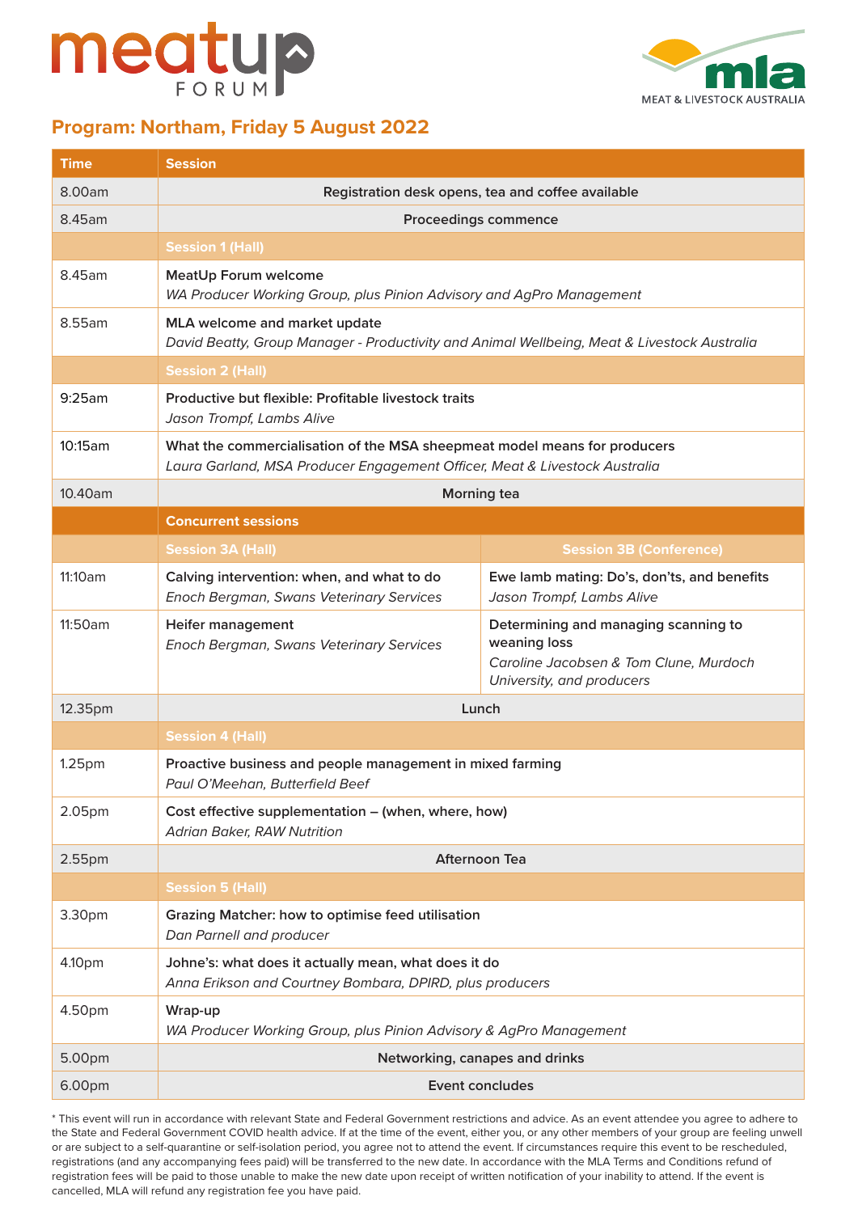meatup FORUM

MLA MEAT & LIVESTOCK AUSTRALIA

## Program: Northam, Friday 5 August 2022

| Time | Session | |
|---|---|---|
| 8.00am | Registration desk opens, tea and coffee available | |
| 8.45am | Proceedings commence | |
| | **Session 1 (Hall)** | |
| 8.45am | **MeatUp Forum welcome**<br>*WA Producer Working Group, plus Pinion Advisory and AgPro Management* | |
| 8.55am | **MLA welcome and market update**<br>*David Beatty, Group Manager - Productivity and Animal Wellbeing, Meat & Livestock Australia* | |
| | **Session 2 (Hall)** | |
| 9:25am | **Productive but flexible: Profitable livestock traits**<br>*Jason Trompf, Lambs Alive* | |
| 10:15am | **What the commercialisation of the MSA sheepmeat model means for producers**<br>*Laura Garland, MSA Producer Engagement Officer, Meat & Livestock Australia* | |
| 10.40am | Morning tea | |
| | **Concurrent sessions** | |
| | **Session 3A (Hall)** | **Session 3B (Conference)** |
| 11:10am | **Calving intervention: when, and what to do**<br>*Enoch Bergman, Swans Veterinary Services* | **Ewe lamb mating: Do's, don'ts, and benefits**<br>*Jason Trompf, Lambs Alive* |
| 11:50am | **Heifer management**<br>*Enoch Bergman, Swans Veterinary Services* | **Determining and managing scanning to weaning loss**<br>*Caroline Jacobsen & Tom Clune, Murdoch University, and producers* |
| 12.35pm | Lunch | |
| | **Session 4 (Hall)** | |
| 1.25pm | **Proactive business and people management in mixed farming**<br>*Paul O'Meehan, Butterfield Beef* | |
| 2.05pm | **Cost effective supplementation – (when, where, how)**<br>*Adrian Baker, RAW Nutrition* | |
| 2.55pm | Afternoon Tea | |
| | **Session 5 (Hall)** | |
| 3.30pm | **Grazing Matcher: how to optimise feed utilisation**<br>*Dan Parnell and producer* | |
| 4.10pm | **Johne's: what does it actually mean, what does it do**<br>*Anna Erikson and Courtney Bombara, DPIRD, plus producers* | |
| 4.50pm | **Wrap-up**<br>*WA Producer Working Group, plus Pinion Advisory & AgPro Management* | |
| 5.00pm | Networking, canapes and drinks | |
| 6.00pm | Event concludes | |

* This event will run in accordance with relevant State and Federal Government restrictions and advice. As an event attendee you agree to adhere to the State and Federal Government COVID health advice. If at the time of the event, either you, or any other members of your group are feeling unwell or are subject to a self-quarantine or self-isolation period, you agree not to attend the event. If circumstances require this event to be rescheduled, registrations (and any accompanying fees paid) will be transferred to the new date. In accordance with the MLA Terms and Conditions refund of registration fees will be paid to those unable to make the new date upon receipt of written notification of your inability to attend. If the event is cancelled, MLA will refund any registration fee you have paid.